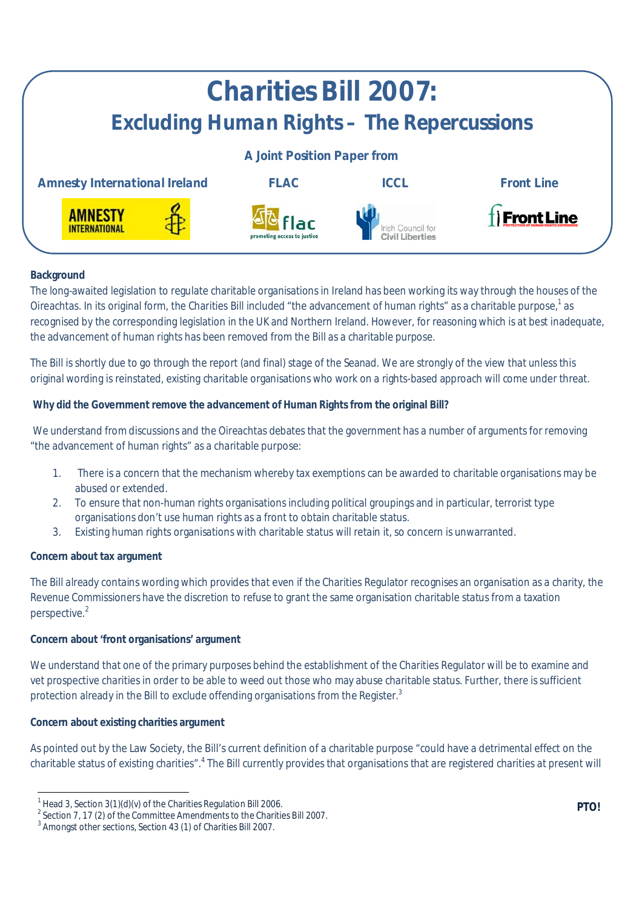# Charities Bill 2007:

## Excluding Human Rights – The Repercussions

**A Joint Position Paper from**

**Amnesty International Ireland** | **FLAC** | **ICCL** | **Front Line**

**Background**

The long-awaited legislation to regulate charitable organisations in Ireland has been working its way through the houses of the Oireachtas. In its original form, the Charities Bill included "the advancement of human rights" as a charitable purpose,[1] as recognised by the corresponding legislation in the UK and Northern Ireland. However, for reasoning which is at best inadequate, the advancement of human rights has been removed from the Bill as a charitable purpose.

The Bill is shortly due to go through the report (and final) stage of the Seanad. We are strongly of the view that unless this original wording is reinstated, existing charitable organisations who work on a rights-based approach will come under threat.

**Why did the Government remove the advancement of Human Rights from the original Bill?**

We understand from discussions and the Oireachtas debates that the government has a number of arguments for removing "the advancement of human rights" as a charitable purpose:

1. There is a concern that the mechanism whereby tax exemptions can be awarded to charitable organisations may be abused or extended.
2. To ensure that non-human rights organisations including political groupings and in particular, terrorist type organisations don't use human rights as a front to obtain charitable status.
3. Existing human rights organisations with charitable status will retain it, so concern is unwarranted.

**Concern about tax argument**

The Bill already contains wording which provides that even if the Charities Regulator recognises an organisation as a charity, the Revenue Commissioners have the discretion to refuse to grant the same organisation charitable status from a taxation perspective.[2]

**Concern about 'front organisations' argument**

We understand that one of the primary purposes behind the establishment of the Charities Regulator will be to examine and vet prospective charities in order to be able to weed out those who may abuse charitable status. Further, there is sufficient protection already in the Bill to exclude offending organisations from the Register.[3]

**Concern about existing charities argument**

As pointed out by the Law Society, the Bill's current definition of a charitable purpose "could have a detrimental effect on the charitable status of existing charities".[4] The Bill currently provides that organisations that are registered charities at present will

**PTO!**

---

[1] Head 3, Section 3(1)(d)(v) of the Charities Regulation Bill 2006.
[2] Section 7, 17 (2) of the Committee Amendments to the Charities Bill 2007.
[3] Amongst other sections, Section 43 (1) of Charities Bill 2007.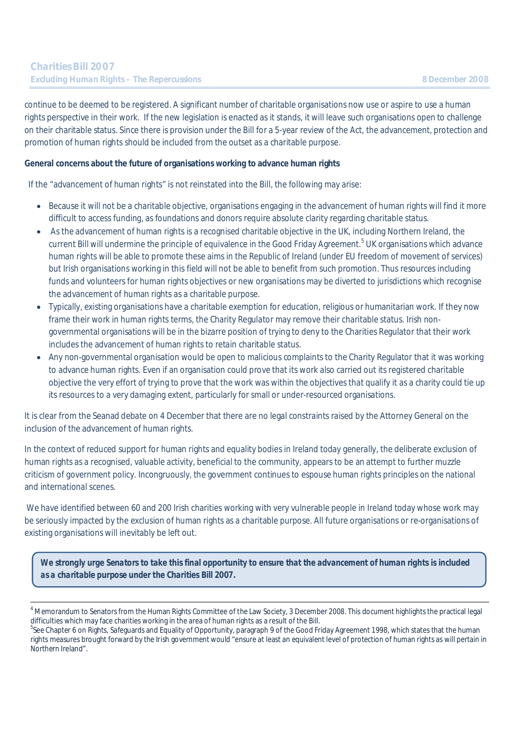continue to be deemed to be registered. A significant number of charitable organisations now use or aspire to use a human rights perspective in their work. If the new legislation is enacted as it stands, it will leave such organisations open to challenge on their charitable status. Since there is provision under the Bill for a 5-year review of the Act, the advancement, protection and promotion of human rights should be included from the outset as a charitable purpose.

**General concerns about the future of organisations working to advance human rights**

If the "advancement of human rights" is not reinstated into the Bill, the following may arise:

- Because it will not be a charitable objective, organisations engaging in the advancement of human rights will find it more difficult to access funding, as foundations and donors require absolute clarity regarding charitable status.
- As the advancement of human rights is a recognised charitable objective in the UK, including Northern Ireland, the current Bill will undermine the principle of equivalence in the Good Friday Agreement.[5] UK organisations which advance human rights will be able to promote these aims in the Republic of Ireland (under EU freedom of movement of services) but Irish organisations working in this field will not be able to benefit from such promotion. Thus resources including funds and volunteers for human rights objectives or new organisations may be diverted to jurisdictions which recognise the advancement of human rights as a charitable purpose.
- Typically, existing organisations have a charitable exemption for education, religious or humanitarian work. If they now frame their work in human rights terms, the Charity Regulator may remove their charitable status. Irish non-governmental organisations will be in the bizarre position of trying to deny to the Charities Regulator that their work includes the advancement of human rights to retain charitable status.
- Any non-governmental organisation would be open to malicious complaints to the Charity Regulator that it was working to advance human rights. Even if an organisation could prove that its work also carried out its registered charitable objective the very effort of trying to prove that the work was within the objectives that qualify it as a charity could tie up its resources to a very damaging extent, particularly for small or under-resourced organisations.

It is clear from the Seanad debate on 4 December that there are no legal constraints raised by the Attorney General on the inclusion of the advancement of human rights.

In the context of reduced support for human rights and equality bodies in Ireland today generally, the deliberate exclusion of human rights as a recognised, valuable activity, beneficial to the community, appears to be an attempt to further muzzle criticism of government policy. Incongruously, the government continues to espouse human rights principles on the national and international scenes.

We have identified between 60 and 200 Irish charities working with very vulnerable people in Ireland today whose work may be seriously impacted by the exclusion of human rights as a charitable purpose. All future organisations or re-organisations of existing organisations will inevitably be left out.

***We strongly urge Senators to take this final opportunity to ensure that the advancement of human rights is included as a charitable purpose under the Charities Bill 2007.***

---

[4] Memorandum to Senators from the Human Rights Committee of the Law Society, 3 December 2008. This document highlights the practical legal difficulties which may face charities working in the area of human rights as a result of the Bill.

[5] See Chapter 6 on Rights, Safeguards and Equality of Opportunity, paragraph 9 of the Good Friday Agreement 1998, which states that the human rights measures brought forward by the Irish government would "ensure at least an equivalent level of protection of human rights as will pertain in Northern Ireland".